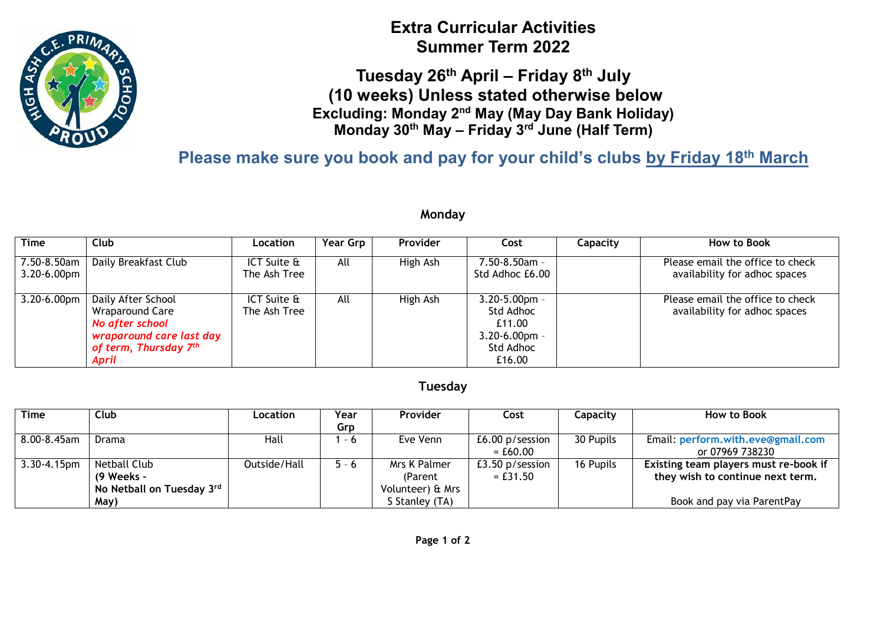# Extra Curricular Activities
# Summer Term 2022

## Tuesday 26th April – Friday 8th July
## (10 weeks) Unless stated otherwise below
### Excluding: Monday 2nd May (May Day Bank Holiday)
### Monday 30th May – Friday 3rd June (Half Term)

## Please make sure you book and pay for your child's clubs <u>by Friday 18th March</u>

### Monday

| Time | Club | Location | Year Grp | Provider | Cost | Capacity | How to Book |
|---|---|---|---|---|---|---|---|
| 7.50-8.50am 3.20-6.00pm | Daily Breakfast Club | ICT Suite & The Ash Tree | All | High Ash | 7.50-8.50am - Std Adhoc £6.00 | | Please email the office to check availability for adhoc spaces |
| 3.20-6.00pm | Daily After School Wraparound Care *No after school wraparound care last day of term, Thursday 7th April* | ICT Suite & The Ash Tree | All | High Ash | 3.20-5.00pm - Std Adhoc £11.00 3.20-6.00pm - Std Adhoc £16.00 | | Please email the office to check availability for adhoc spaces |

### Tuesday

| Time | Club | Location | Year Grp | Provider | Cost | Capacity | How to Book |
|---|---|---|---|---|---|---|---|
| 8.00-8.45am | Drama | Hall | 1 - 6 | Eve Venn | £6.00 p/session = £60.00 | 30 Pupils | Email: **perform.with.eve@gmail.com** or 07969 738230 |
| 3.30-4.15pm | Netball Club **(9 Weeks - No Netball on Tuesday 3rd May)** | Outside/Hall | 5 - 6 | Mrs K Palmer (Parent Volunteer) & Mrs S Stanley (TA) | £3.50 p/session = £31.50 | 16 Pupils | **Existing team players must re-book if they wish to continue next term.** Book and pay via ParentPay |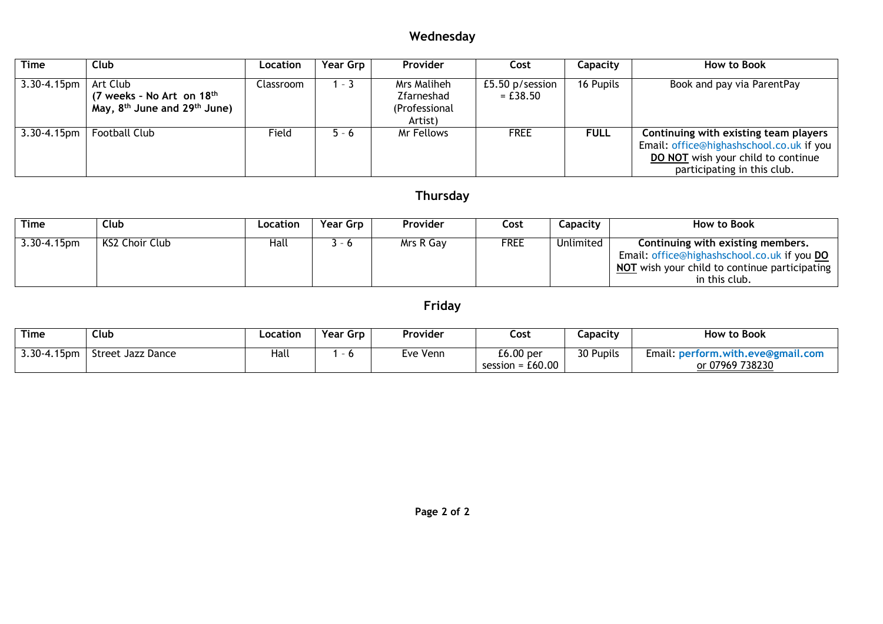## Wednesday

| Time | Club | Location | Year Grp | Provider | Cost | Capacity | How to Book |
| --- | --- | --- | --- | --- | --- | --- | --- |
| 3.30-4.15pm | Art Club **(7 weeks – No Art on 18th May, 8th June and 29th June)** | Classroom | 1 – 3 | Mrs Maliheh Zfarneshad (Professional Artist) | £5.50 p/session = £38.50 | 16 Pupils | Book and pay via ParentPay |
| 3.30-4.15pm | Football Club | Field | 5 – 6 | Mr Fellows | FREE | **FULL** | **Continuing with existing team players** Email: office@highashschool.co.uk if you **DO NOT** wish your child to continue participating in this club. |

## Thursday

| Time | Club | Location | Year Grp | Provider | Cost | Capacity | How to Book |
| --- | --- | --- | --- | --- | --- | --- | --- |
| 3.30-4.15pm | KS2 Choir Club | Hall | 3 – 6 | Mrs R Gay | FREE | Unlimited | **Continuing with existing members.** Email: office@highashschool.co.uk if you **DO NOT** wish your child to continue participating in this club. |

## Friday

| Time | Club | Location | Year Grp | Provider | Cost | Capacity | How to Book |
| --- | --- | --- | --- | --- | --- | --- | --- |
| 3.30-4.15pm | Street Jazz Dance | Hall | 1 – 6 | Eve Venn | £6.00 per session = £60.00 | 30 Pupils | Email: **perform.with.eve@gmail.com** or 07969 738230 |